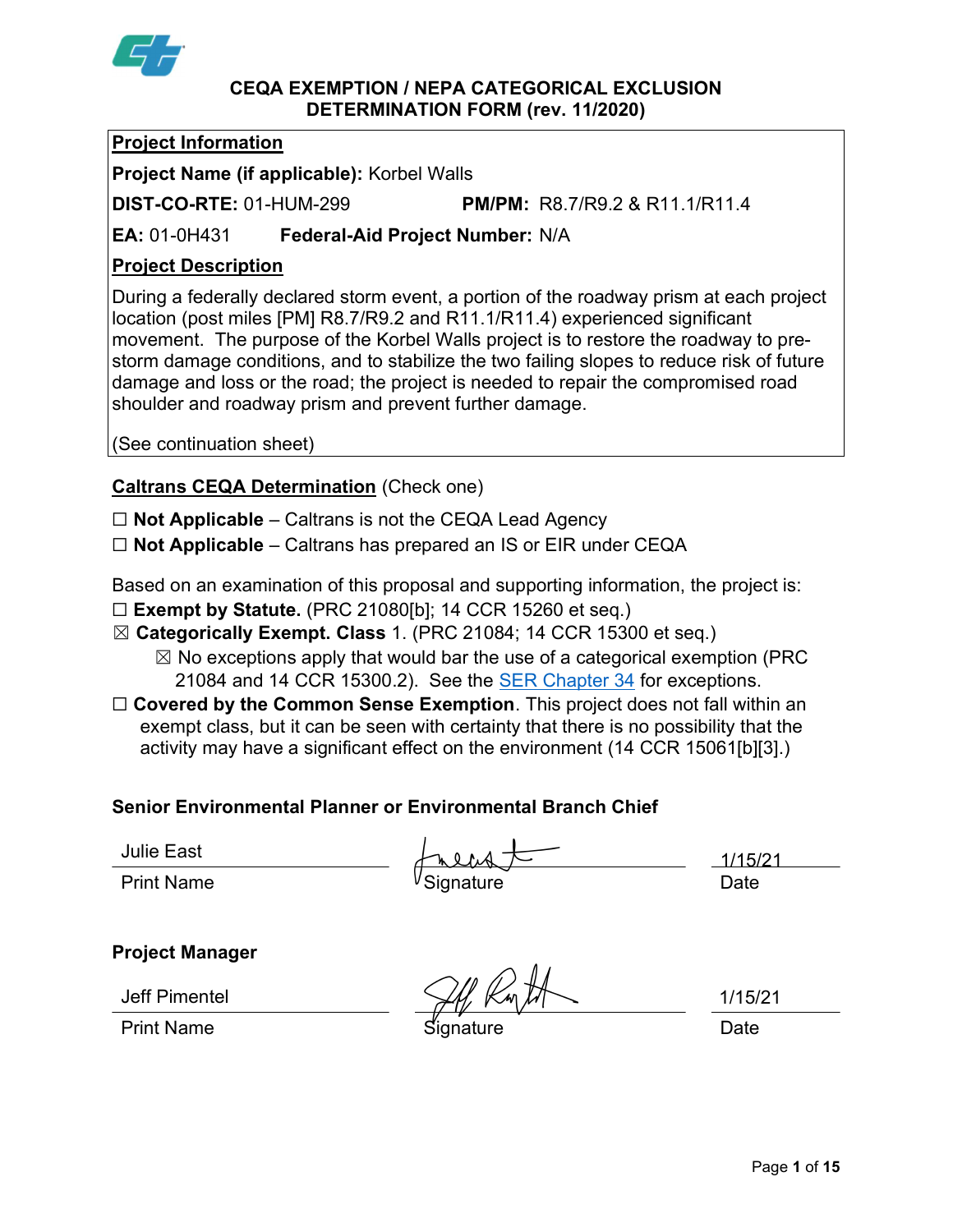# CEQA EXEMPTION / NEPA CATEGORICAL EXCLUSION DETERMINATION FORM (rev. 11/2020)

## Project Information

**Project Name (if applicable):** Korbel Walls

**DIST-CO-RTE:** 01-HUM-299 **PM/PM:** R8.7/R9.2 & R11.1/R11.4

**EA:** 01-0H431 **Federal-Aid Project Number:** N/A

## Project Description

During a federally declared storm event, a portion of the roadway prism at each project location (post miles [PM] R8.7/R9.2 and R11.1/R11.4) experienced significant movement. The purpose of the Korbel Walls project is to restore the roadway to pre-storm damage conditions, and to stabilize the two failing slopes to reduce risk of future damage and loss or the road; the project is needed to repair the compromised road shoulder and roadway prism and prevent further damage.

(See continuation sheet)

## Caltrans CEQA Determination (Check one)

☐ **Not Applicable** – Caltrans is not the CEQA Lead Agency

☐ **Not Applicable** – Caltrans has prepared an IS or EIR under CEQA

Based on an examination of this proposal and supporting information, the project is:

☐ **Exempt by Statute.** (PRC 21080[b]; 14 CCR 15260 et seq.)

☒ **Categorically Exempt. Class** 1. (PRC 21084; 14 CCR 15300 et seq.)

- ☒ No exceptions apply that would bar the use of a categorical exemption (PRC 21084 and 14 CCR 15300.2). See the SER Chapter 34 for exceptions.

☐ **Covered by the Common Sense Exemption**. This project does not fall within an exempt class, but it can be seen with certainty that there is no possibility that the activity may have a significant effect on the environment (14 CCR 15061[b][3].)

### Senior Environmental Planner or Environmental Branch Chief

| Julie East | [Signature] | 1/15/21 |
|---|---|---|
| Print Name | Signature | Date |

### Project Manager

| Jeff Pimentel | [Signature] | 1/15/21 |
|---|---|---|
| Print Name | Signature | Date |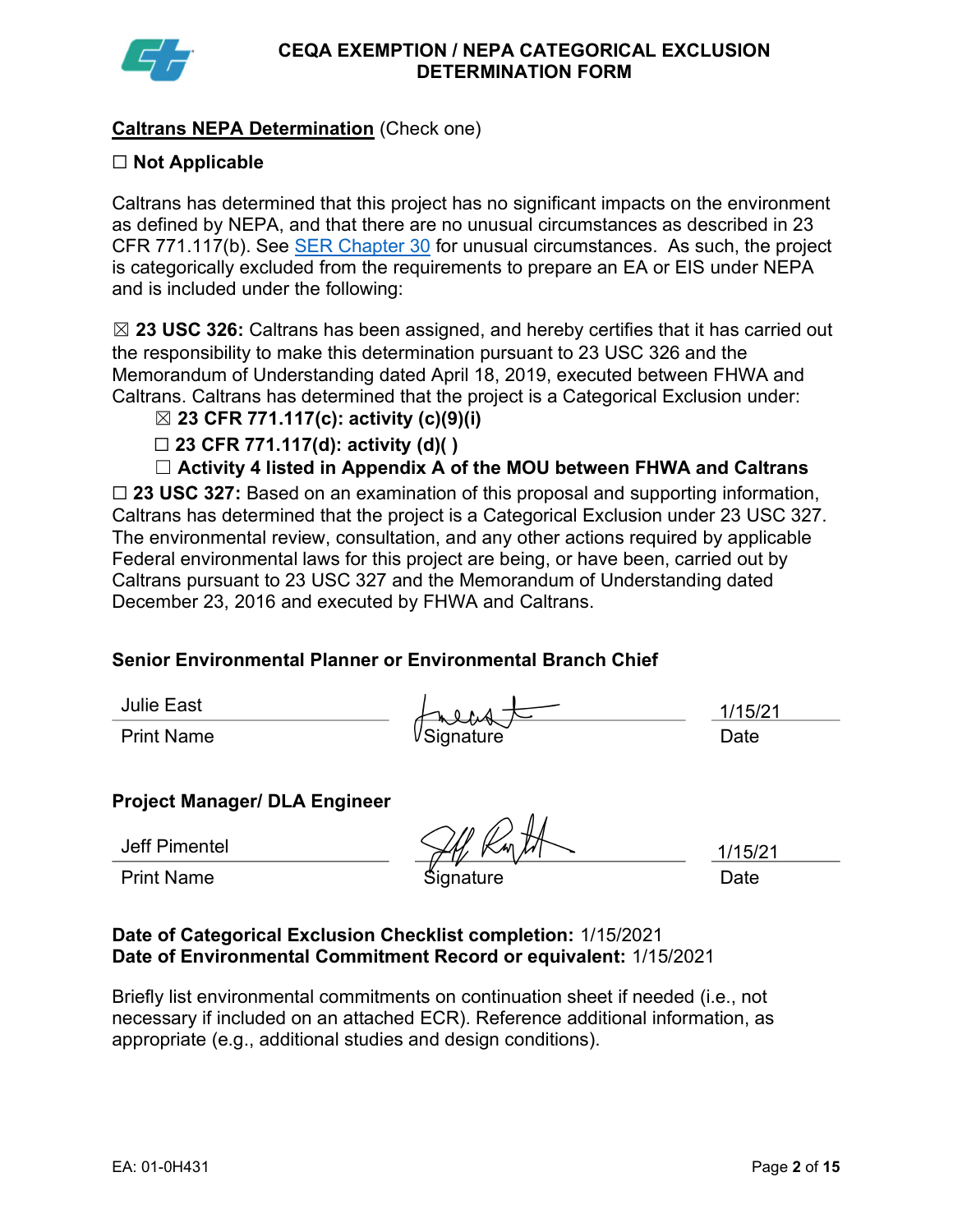# CEQA EXEMPTION / NEPA CATEGORICAL EXCLUSION DETERMINATION FORM

**Caltrans NEPA Determination** (Check one)

☐ **Not Applicable**

Caltrans has determined that this project has no significant impacts on the environment as defined by NEPA, and that there are no unusual circumstances as described in 23 CFR 771.117(b). See SER Chapter 30 for unusual circumstances. As such, the project is categorically excluded from the requirements to prepare an EA or EIS under NEPA and is included under the following:

☒ **23 USC 326:** Caltrans has been assigned, and hereby certifies that it has carried out the responsibility to make this determination pursuant to 23 USC 326 and the Memorandum of Understanding dated April 18, 2019, executed between FHWA and Caltrans. Caltrans has determined that the project is a Categorical Exclusion under:

- ☒ **23 CFR 771.117(c): activity (c)(9)(i)**
- ☐ **23 CFR 771.117(d): activity (d)( )**
- ☐ **Activity 4 listed in Appendix A of the MOU between FHWA and Caltrans**

☐ **23 USC 327:** Based on an examination of this proposal and supporting information, Caltrans has determined that the project is a Categorical Exclusion under 23 USC 327. The environmental review, consultation, and any other actions required by applicable Federal environmental laws for this project are being, or have been, carried out by Caltrans pursuant to 23 USC 327 and the Memorandum of Understanding dated December 23, 2016 and executed by FHWA and Caltrans.

**Senior Environmental Planner or Environmental Branch Chief**

| Julie East | [signature] | 1/15/21 |
|---|---|---|
| Print Name | Signature | Date |

**Project Manager/ DLA Engineer**

| Jeff Pimentel | [signature] | 1/15/21 |
|---|---|---|
| Print Name | Signature | Date |

**Date of Categorical Exclusion Checklist completion:** 1/15/2021
**Date of Environmental Commitment Record or equivalent:** 1/15/2021

Briefly list environmental commitments on continuation sheet if needed (i.e., not necessary if included on an attached ECR). Reference additional information, as appropriate (e.g., additional studies and design conditions).

EA: 01-0H431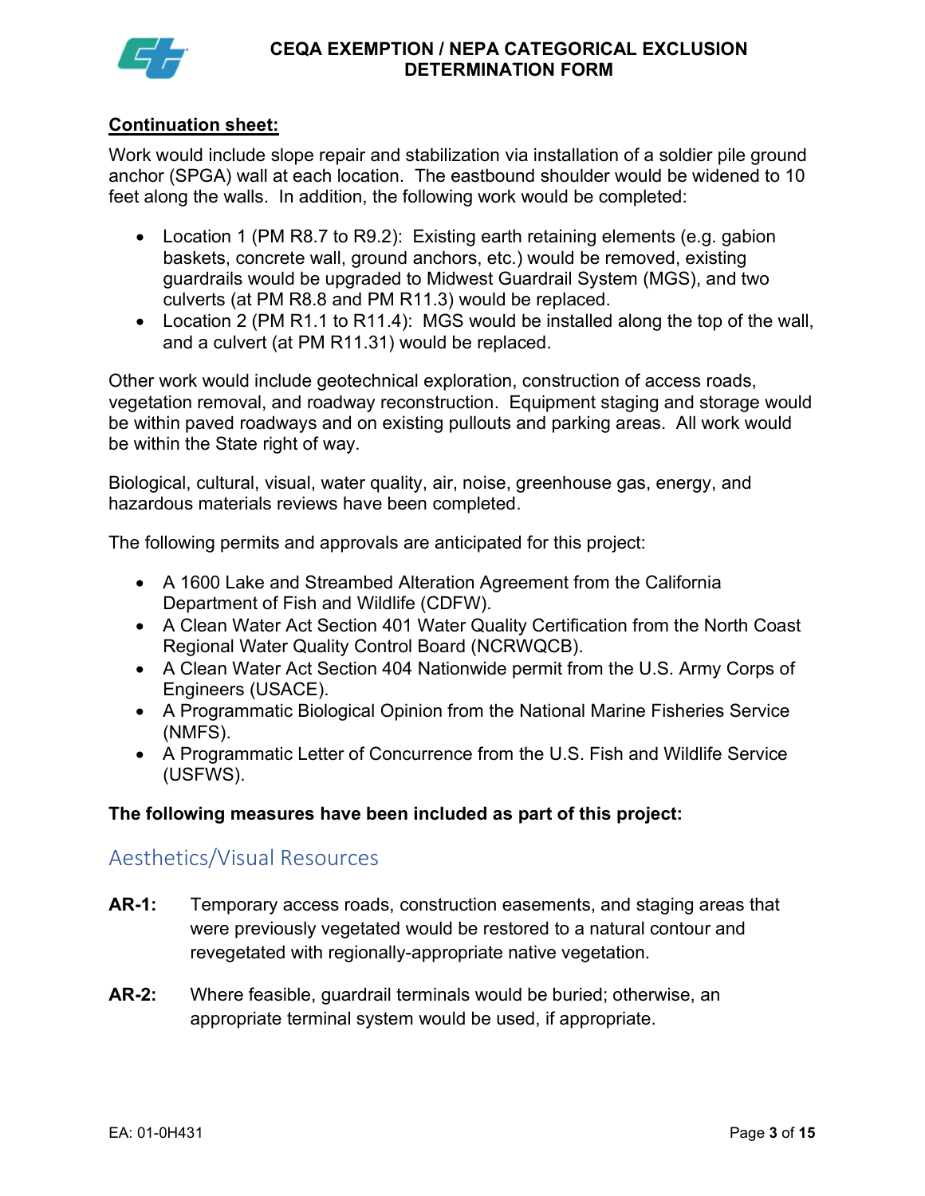**Continuation sheet:**

Work would include slope repair and stabilization via installation of a soldier pile ground anchor (SPGA) wall at each location. The eastbound shoulder would be widened to 10 feet along the walls. In addition, the following work would be completed:

- Location 1 (PM R8.7 to R9.2): Existing earth retaining elements (e.g. gabion baskets, concrete wall, ground anchors, etc.) would be removed, existing guardrails would be upgraded to Midwest Guardrail System (MGS), and two culverts (at PM R8.8 and PM R11.3) would be replaced.
- Location 2 (PM R1.1 to R11.4): MGS would be installed along the top of the wall, and a culvert (at PM R11.31) would be replaced.

Other work would include geotechnical exploration, construction of access roads, vegetation removal, and roadway reconstruction. Equipment staging and storage would be within paved roadways and on existing pullouts and parking areas. All work would be within the State right of way.

Biological, cultural, visual, water quality, air, noise, greenhouse gas, energy, and hazardous materials reviews have been completed.

The following permits and approvals are anticipated for this project:

- A 1600 Lake and Streambed Alteration Agreement from the California Department of Fish and Wildlife (CDFW).
- A Clean Water Act Section 401 Water Quality Certification from the North Coast Regional Water Quality Control Board (NCRWQCB).
- A Clean Water Act Section 404 Nationwide permit from the U.S. Army Corps of Engineers (USACE).
- A Programmatic Biological Opinion from the National Marine Fisheries Service (NMFS).
- A Programmatic Letter of Concurrence from the U.S. Fish and Wildlife Service (USFWS).

**The following measures have been included as part of this project:**

## Aesthetics/Visual Resources

**AR-1:** Temporary access roads, construction easements, and staging areas that were previously vegetated would be restored to a natural contour and revegetated with regionally-appropriate native vegetation.

**AR-2:** Where feasible, guardrail terminals would be buried; otherwise, an appropriate terminal system would be used, if appropriate.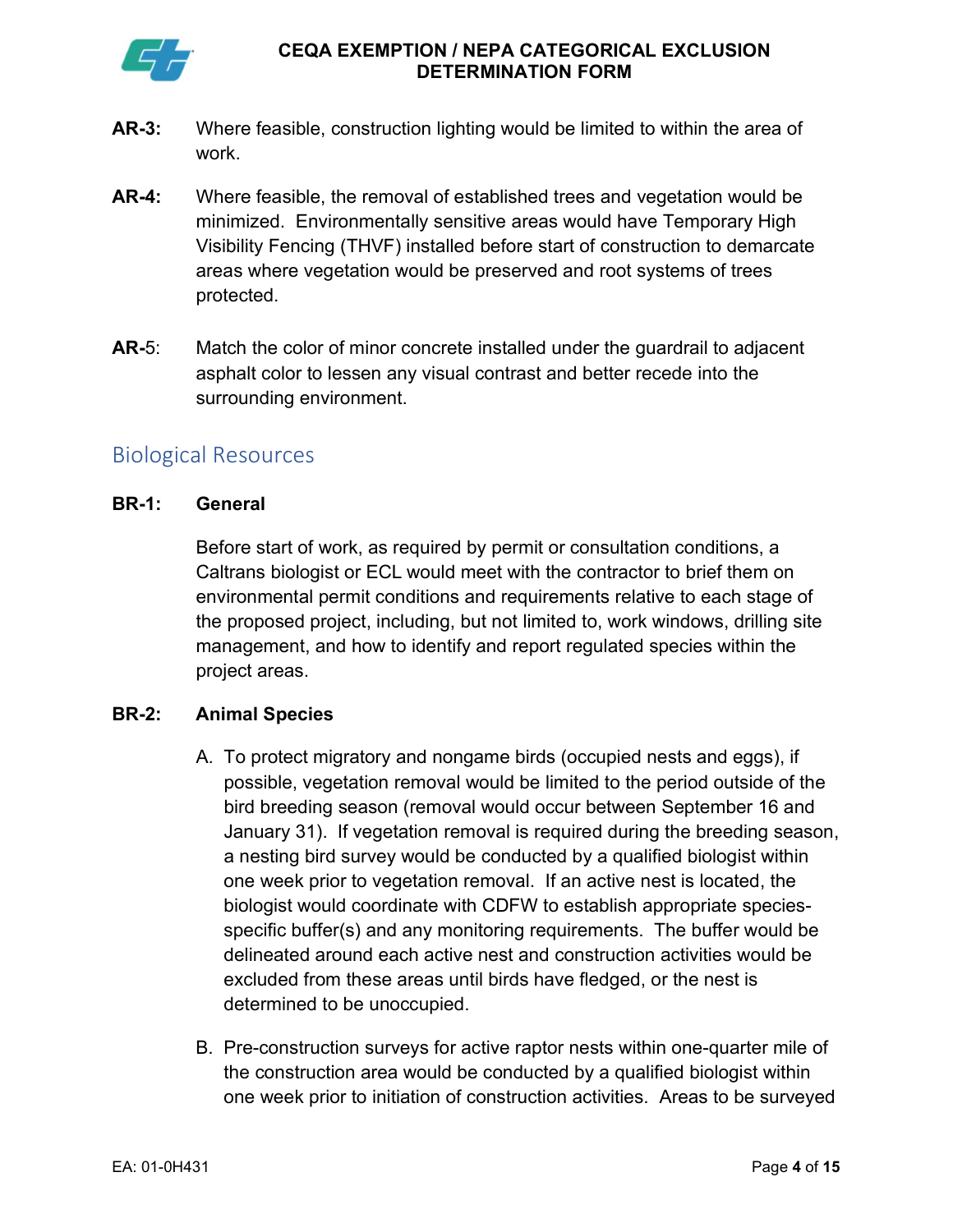**AR-3:** Where feasible, construction lighting would be limited to within the area of work.

**AR-4:** Where feasible, the removal of established trees and vegetation would be minimized. Environmentally sensitive areas would have Temporary High Visibility Fencing (THVF) installed before start of construction to demarcate areas where vegetation would be preserved and root systems of trees protected.

**AR-**5: Match the color of minor concrete installed under the guardrail to adjacent asphalt color to lessen any visual contrast and better recede into the surrounding environment.

## Biological Resources

**BR-1: General**

Before start of work, as required by permit or consultation conditions, a Caltrans biologist or ECL would meet with the contractor to brief them on environmental permit conditions and requirements relative to each stage of the proposed project, including, but not limited to, work windows, drilling site management, and how to identify and report regulated species within the project areas.

**BR-2: Animal Species**

A. To protect migratory and nongame birds (occupied nests and eggs), if possible, vegetation removal would be limited to the period outside of the bird breeding season (removal would occur between September 16 and January 31). If vegetation removal is required during the breeding season, a nesting bird survey would be conducted by a qualified biologist within one week prior to vegetation removal. If an active nest is located, the biologist would coordinate with CDFW to establish appropriate species-specific buffer(s) and any monitoring requirements. The buffer would be delineated around each active nest and construction activities would be excluded from these areas until birds have fledged, or the nest is determined to be unoccupied.

B. Pre-construction surveys for active raptor nests within one-quarter mile of the construction area would be conducted by a qualified biologist within one week prior to initiation of construction activities. Areas to be surveyed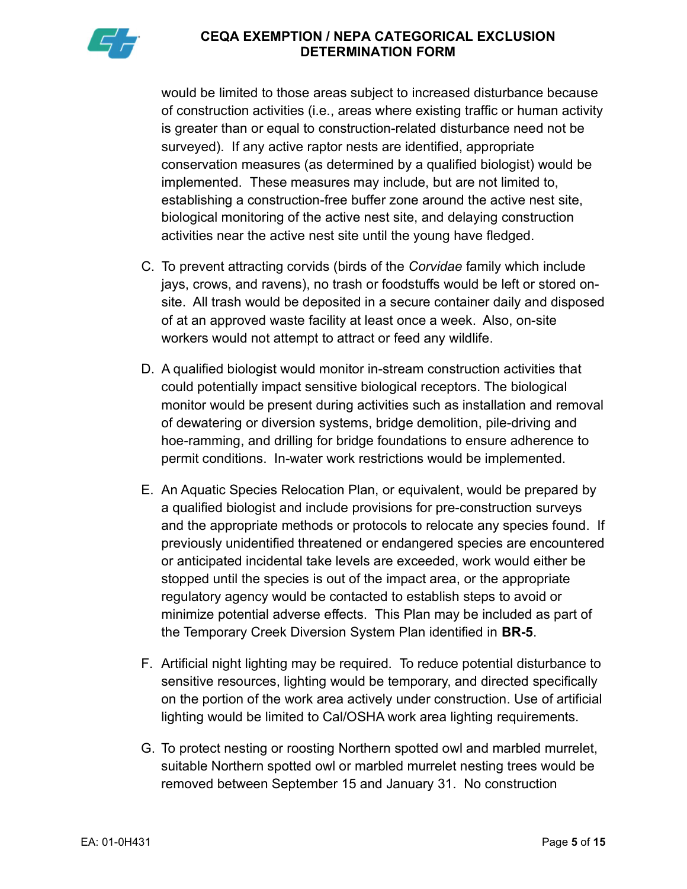would be limited to those areas subject to increased disturbance because of construction activities (i.e., areas where existing traffic or human activity is greater than or equal to construction-related disturbance need not be surveyed). If any active raptor nests are identified, appropriate conservation measures (as determined by a qualified biologist) would be implemented. These measures may include, but are not limited to, establishing a construction-free buffer zone around the active nest site, biological monitoring of the active nest site, and delaying construction activities near the active nest site until the young have fledged.

C. To prevent attracting corvids (birds of the *Corvidae* family which include jays, crows, and ravens), no trash or foodstuffs would be left or stored on-site. All trash would be deposited in a secure container daily and disposed of at an approved waste facility at least once a week. Also, on-site workers would not attempt to attract or feed any wildlife.

D. A qualified biologist would monitor in-stream construction activities that could potentially impact sensitive biological receptors. The biological monitor would be present during activities such as installation and removal of dewatering or diversion systems, bridge demolition, pile-driving and hoe-ramming, and drilling for bridge foundations to ensure adherence to permit conditions. In-water work restrictions would be implemented.

E. An Aquatic Species Relocation Plan, or equivalent, would be prepared by a qualified biologist and include provisions for pre-construction surveys and the appropriate methods or protocols to relocate any species found. If previously unidentified threatened or endangered species are encountered or anticipated incidental take levels are exceeded, work would either be stopped until the species is out of the impact area, or the appropriate regulatory agency would be contacted to establish steps to avoid or minimize potential adverse effects. This Plan may be included as part of the Temporary Creek Diversion System Plan identified in **BR-5**.

F. Artificial night lighting may be required. To reduce potential disturbance to sensitive resources, lighting would be temporary, and directed specifically on the portion of the work area actively under construction. Use of artificial lighting would be limited to Cal/OSHA work area lighting requirements.

G. To protect nesting or roosting Northern spotted owl and marbled murrelet, suitable Northern spotted owl or marbled murrelet nesting trees would be removed between September 15 and January 31. No construction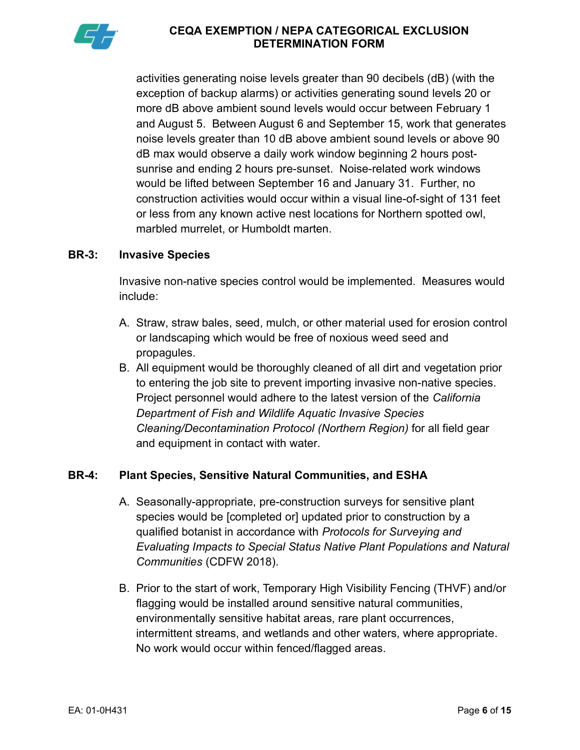activities generating noise levels greater than 90 decibels (dB) (with the exception of backup alarms) or activities generating sound levels 20 or more dB above ambient sound levels would occur between February 1 and August 5. Between August 6 and September 15, work that generates noise levels greater than 10 dB above ambient sound levels or above 90 dB max would observe a daily work window beginning 2 hours post-sunrise and ending 2 hours pre-sunset. Noise-related work windows would be lifted between September 16 and January 31. Further, no construction activities would occur within a visual line-of-sight of 131 feet or less from any known active nest locations for Northern spotted owl, marbled murrelet, or Humboldt marten.

**BR-3: Invasive Species**

Invasive non-native species control would be implemented. Measures would include:

A. Straw, straw bales, seed, mulch, or other material used for erosion control or landscaping which would be free of noxious weed seed and propagules.
B. All equipment would be thoroughly cleaned of all dirt and vegetation prior to entering the job site to prevent importing invasive non-native species. Project personnel would adhere to the latest version of the *California Department of Fish and Wildlife Aquatic Invasive Species Cleaning/Decontamination Protocol (Northern Region)* for all field gear and equipment in contact with water.

**BR-4: Plant Species, Sensitive Natural Communities, and ESHA**

A. Seasonally-appropriate, pre-construction surveys for sensitive plant species would be [completed or] updated prior to construction by a qualified botanist in accordance with *Protocols for Surveying and Evaluating Impacts to Special Status Native Plant Populations and Natural Communities* (CDFW 2018).

B. Prior to the start of work, Temporary High Visibility Fencing (THVF) and/or flagging would be installed around sensitive natural communities, environmentally sensitive habitat areas, rare plant occurrences, intermittent streams, and wetlands and other waters, where appropriate. No work would occur within fenced/flagged areas.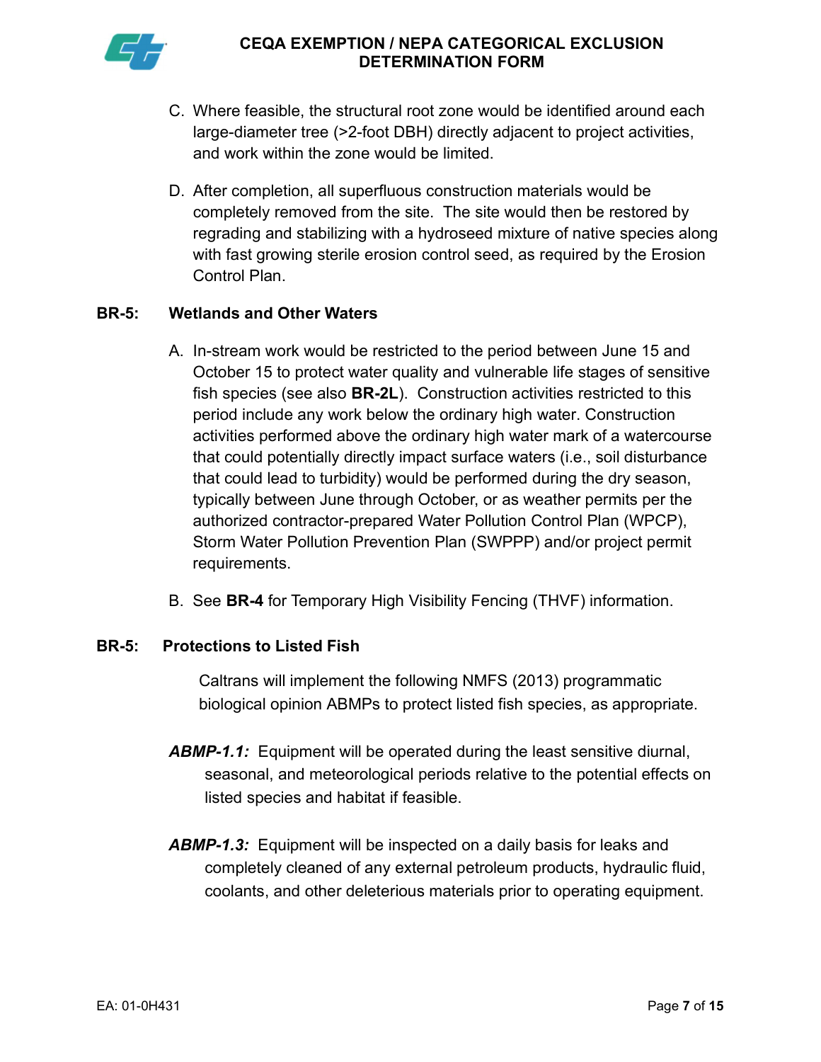C. Where feasible, the structural root zone would be identified around each large-diameter tree (>2-foot DBH) directly adjacent to project activities, and work within the zone would be limited.

D. After completion, all superfluous construction materials would be completely removed from the site. The site would then be restored by regrading and stabilizing with a hydroseed mixture of native species along with fast growing sterile erosion control seed, as required by the Erosion Control Plan.

**BR-5: Wetlands and Other Waters**

A. In-stream work would be restricted to the period between June 15 and October 15 to protect water quality and vulnerable life stages of sensitive fish species (see also **BR-2L**). Construction activities restricted to this period include any work below the ordinary high water. Construction activities performed above the ordinary high water mark of a watercourse that could potentially directly impact surface waters (i.e., soil disturbance that could lead to turbidity) would be performed during the dry season, typically between June through October, or as weather permits per the authorized contractor-prepared Water Pollution Control Plan (WPCP), Storm Water Pollution Prevention Plan (SWPPP) and/or project permit requirements.

B. See **BR-4** for Temporary High Visibility Fencing (THVF) information.

**BR-5: Protections to Listed Fish**

Caltrans will implement the following NMFS (2013) programmatic biological opinion ABMPs to protect listed fish species, as appropriate.

***ABMP-1.1:*** Equipment will be operated during the least sensitive diurnal, seasonal, and meteorological periods relative to the potential effects on listed species and habitat if feasible.

***ABMP-1.3:*** Equipment will be inspected on a daily basis for leaks and completely cleaned of any external petroleum products, hydraulic fluid, coolants, and other deleterious materials prior to operating equipment.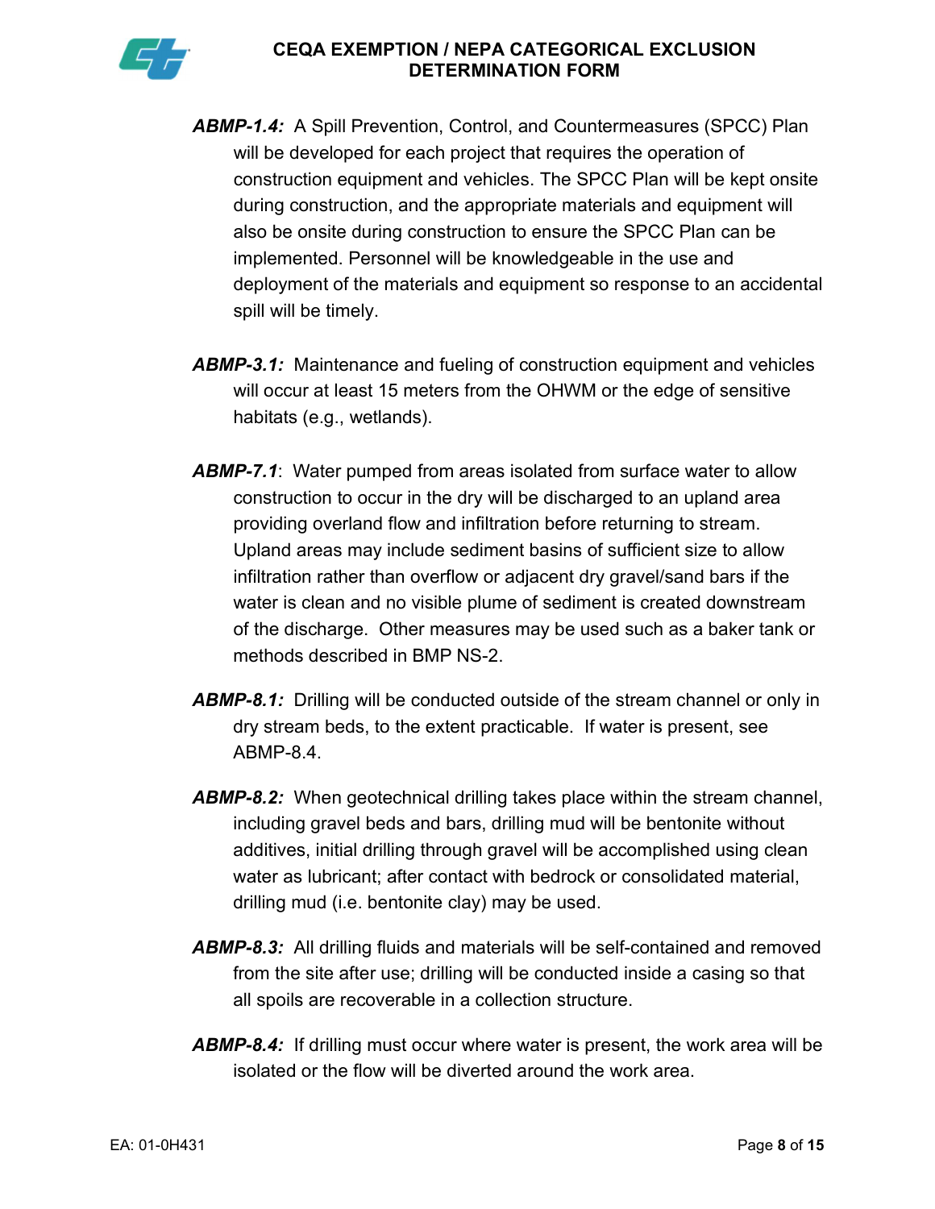***ABMP-1.4:*** A Spill Prevention, Control, and Countermeasures (SPCC) Plan will be developed for each project that requires the operation of construction equipment and vehicles. The SPCC Plan will be kept onsite during construction, and the appropriate materials and equipment will also be onsite during construction to ensure the SPCC Plan can be implemented. Personnel will be knowledgeable in the use and deployment of the materials and equipment so response to an accidental spill will be timely.

***ABMP-3.1:*** Maintenance and fueling of construction equipment and vehicles will occur at least 15 meters from the OHWM or the edge of sensitive habitats (e.g., wetlands).

***ABMP-7.1***: Water pumped from areas isolated from surface water to allow construction to occur in the dry will be discharged to an upland area providing overland flow and infiltration before returning to stream. Upland areas may include sediment basins of sufficient size to allow infiltration rather than overflow or adjacent dry gravel/sand bars if the water is clean and no visible plume of sediment is created downstream of the discharge. Other measures may be used such as a baker tank or methods described in BMP NS-2.

***ABMP-8.1:*** Drilling will be conducted outside of the stream channel or only in dry stream beds, to the extent practicable. If water is present, see ABMP-8.4.

***ABMP-8.2:*** When geotechnical drilling takes place within the stream channel, including gravel beds and bars, drilling mud will be bentonite without additives, initial drilling through gravel will be accomplished using clean water as lubricant; after contact with bedrock or consolidated material, drilling mud (i.e. bentonite clay) may be used.

***ABMP-8.3:*** All drilling fluids and materials will be self-contained and removed from the site after use; drilling will be conducted inside a casing so that all spoils are recoverable in a collection structure.

***ABMP-8.4:*** If drilling must occur where water is present, the work area will be isolated or the flow will be diverted around the work area.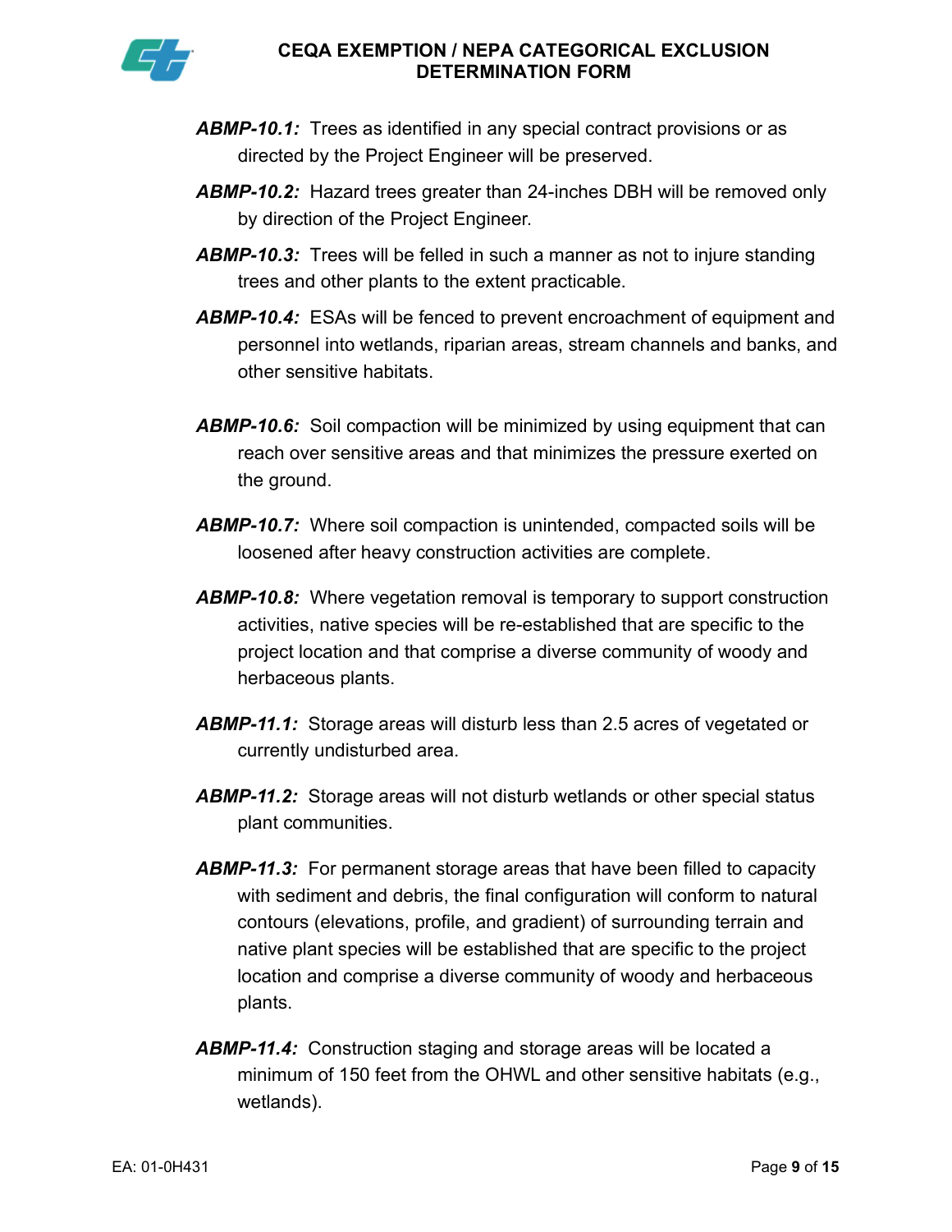***ABMP-10.1:*** Trees as identified in any special contract provisions or as directed by the Project Engineer will be preserved.

***ABMP-10.2:*** Hazard trees greater than 24-inches DBH will be removed only by direction of the Project Engineer.

***ABMP-10.3:*** Trees will be felled in such a manner as not to injure standing trees and other plants to the extent practicable.

***ABMP-10.4:*** ESAs will be fenced to prevent encroachment of equipment and personnel into wetlands, riparian areas, stream channels and banks, and other sensitive habitats.

***ABMP-10.6:*** Soil compaction will be minimized by using equipment that can reach over sensitive areas and that minimizes the pressure exerted on the ground.

***ABMP-10.7:*** Where soil compaction is unintended, compacted soils will be loosened after heavy construction activities are complete.

***ABMP-10.8:*** Where vegetation removal is temporary to support construction activities, native species will be re-established that are specific to the project location and that comprise a diverse community of woody and herbaceous plants.

***ABMP-11.1:*** Storage areas will disturb less than 2.5 acres of vegetated or currently undisturbed area.

***ABMP-11.2:*** Storage areas will not disturb wetlands or other special status plant communities.

***ABMP-11.3:*** For permanent storage areas that have been filled to capacity with sediment and debris, the final configuration will conform to natural contours (elevations, profile, and gradient) of surrounding terrain and native plant species will be established that are specific to the project location and comprise a diverse community of woody and herbaceous plants.

***ABMP-11.4:*** Construction staging and storage areas will be located a minimum of 150 feet from the OHWL and other sensitive habitats (e.g., wetlands).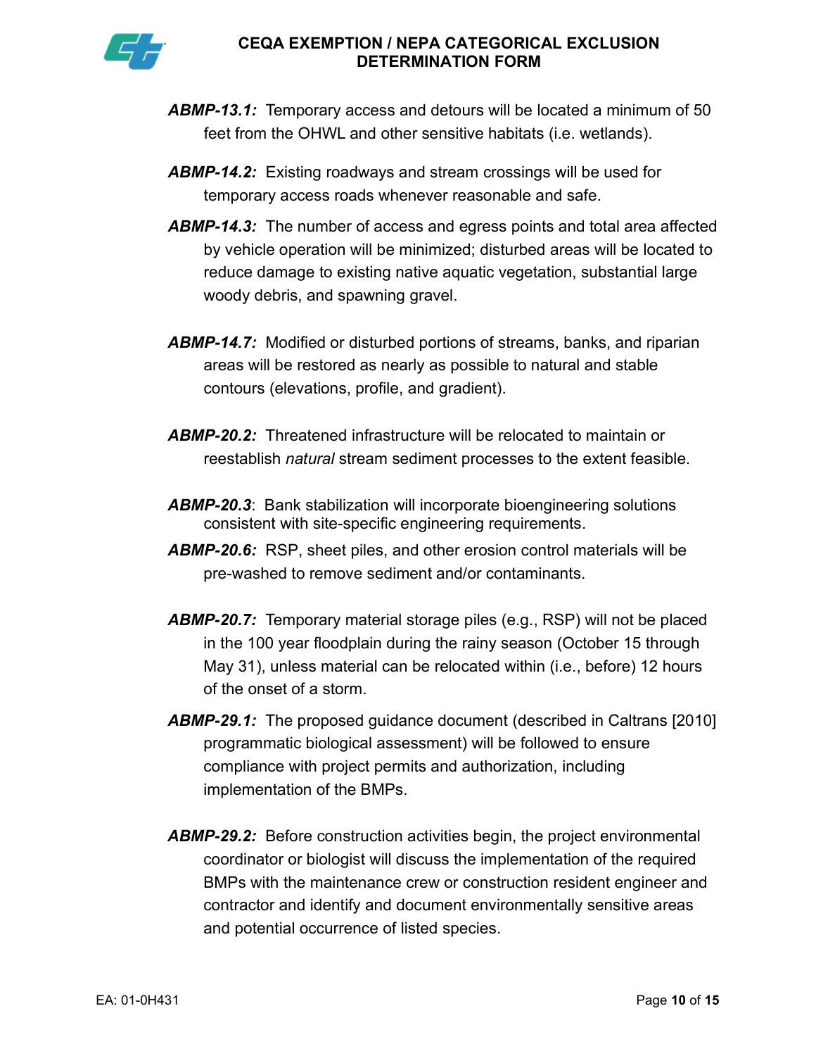***ABMP-13.1:*** Temporary access and detours will be located a minimum of 50 feet from the OHWL and other sensitive habitats (i.e. wetlands).

***ABMP-14.2:*** Existing roadways and stream crossings will be used for temporary access roads whenever reasonable and safe.

***ABMP-14.3:*** The number of access and egress points and total area affected by vehicle operation will be minimized; disturbed areas will be located to reduce damage to existing native aquatic vegetation, substantial large woody debris, and spawning gravel.

***ABMP-14.7:*** Modified or disturbed portions of streams, banks, and riparian areas will be restored as nearly as possible to natural and stable contours (elevations, profile, and gradient).

***ABMP-20.2:*** Threatened infrastructure will be relocated to maintain or reestablish *natural* stream sediment processes to the extent feasible.

***ABMP-20.3***: Bank stabilization will incorporate bioengineering solutions consistent with site-specific engineering requirements.

***ABMP-20.6:*** RSP, sheet piles, and other erosion control materials will be pre-washed to remove sediment and/or contaminants.

***ABMP-20.7:*** Temporary material storage piles (e.g., RSP) will not be placed in the 100 year floodplain during the rainy season (October 15 through May 31), unless material can be relocated within (i.e., before) 12 hours of the onset of a storm.

***ABMP-29.1:*** The proposed guidance document (described in Caltrans [2010] programmatic biological assessment) will be followed to ensure compliance with project permits and authorization, including implementation of the BMPs.

***ABMP-29.2:*** Before construction activities begin, the project environmental coordinator or biologist will discuss the implementation of the required BMPs with the maintenance crew or construction resident engineer and contractor and identify and document environmentally sensitive areas and potential occurrence of listed species.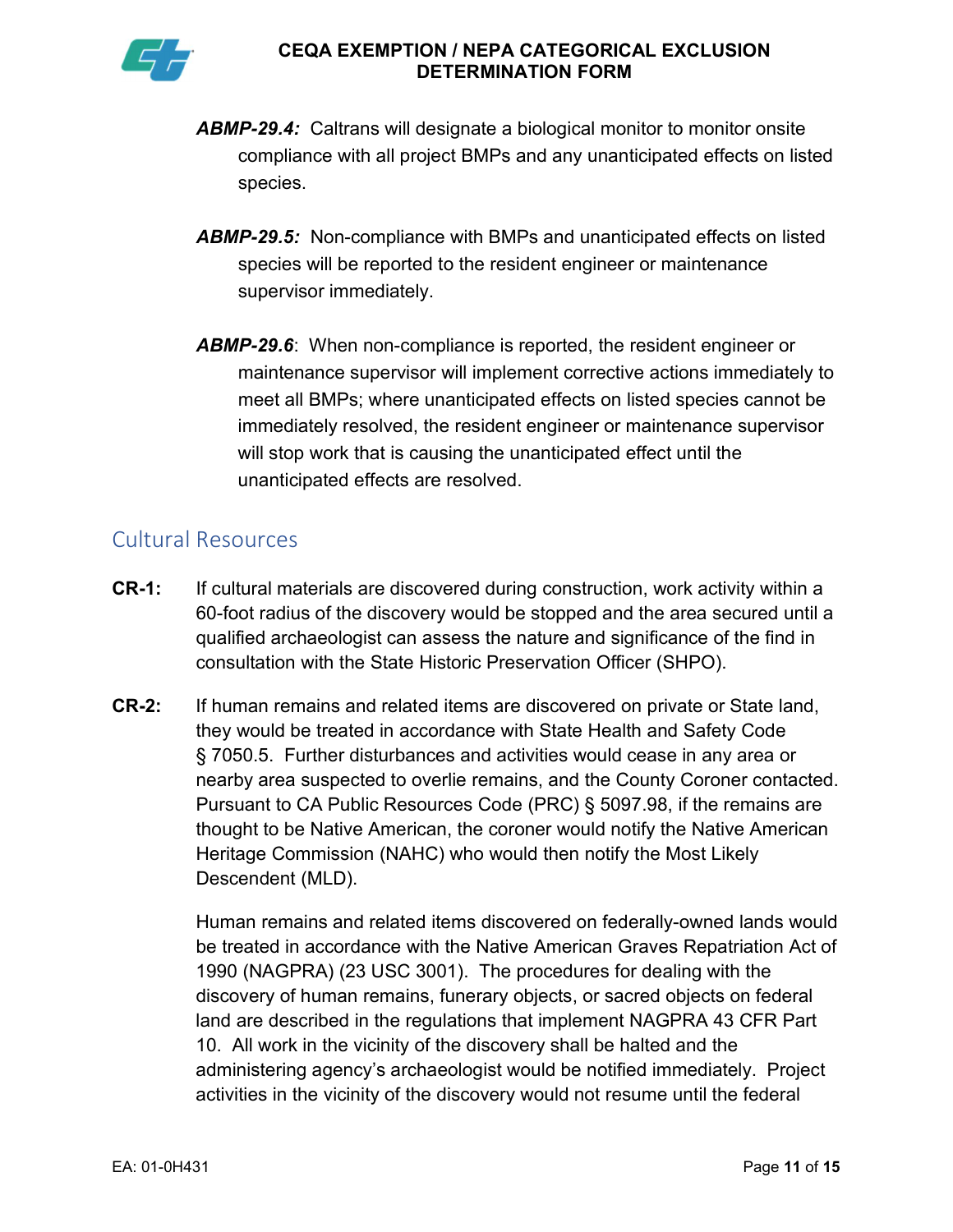***ABMP-29.4:*** Caltrans will designate a biological monitor to monitor onsite compliance with all project BMPs and any unanticipated effects on listed species.

***ABMP-29.5:*** Non-compliance with BMPs and unanticipated effects on listed species will be reported to the resident engineer or maintenance supervisor immediately.

***ABMP-29.6***: When non-compliance is reported, the resident engineer or maintenance supervisor will implement corrective actions immediately to meet all BMPs; where unanticipated effects on listed species cannot be immediately resolved, the resident engineer or maintenance supervisor will stop work that is causing the unanticipated effect until the unanticipated effects are resolved.

## Cultural Resources

**CR-1:** If cultural materials are discovered during construction, work activity within a 60-foot radius of the discovery would be stopped and the area secured until a qualified archaeologist can assess the nature and significance of the find in consultation with the State Historic Preservation Officer (SHPO).

**CR-2:** If human remains and related items are discovered on private or State land, they would be treated in accordance with State Health and Safety Code § 7050.5. Further disturbances and activities would cease in any area or nearby area suspected to overlie remains, and the County Coroner contacted. Pursuant to CA Public Resources Code (PRC) § 5097.98, if the remains are thought to be Native American, the coroner would notify the Native American Heritage Commission (NAHC) who would then notify the Most Likely Descendent (MLD).

Human remains and related items discovered on federally-owned lands would be treated in accordance with the Native American Graves Repatriation Act of 1990 (NAGPRA) (23 USC 3001). The procedures for dealing with the discovery of human remains, funerary objects, or sacred objects on federal land are described in the regulations that implement NAGPRA 43 CFR Part 10. All work in the vicinity of the discovery shall be halted and the administering agency's archaeologist would be notified immediately. Project activities in the vicinity of the discovery would not resume until the federal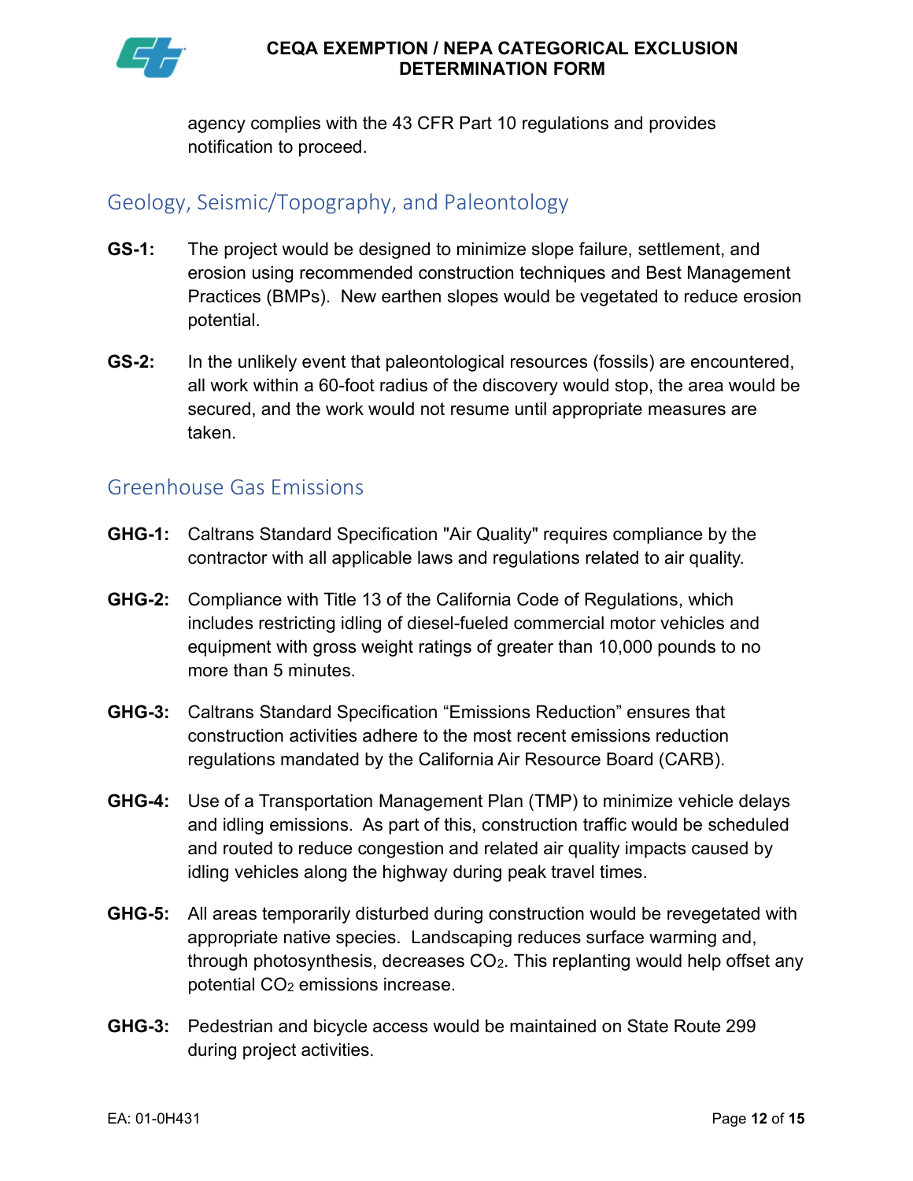agency complies with the 43 CFR Part 10 regulations and provides notification to proceed.

## Geology, Seismic/Topography, and Paleontology

**GS-1:** The project would be designed to minimize slope failure, settlement, and erosion using recommended construction techniques and Best Management Practices (BMPs). New earthen slopes would be vegetated to reduce erosion potential.

**GS-2:** In the unlikely event that paleontological resources (fossils) are encountered, all work within a 60-foot radius of the discovery would stop, the area would be secured, and the work would not resume until appropriate measures are taken.

## Greenhouse Gas Emissions

**GHG-1:** Caltrans Standard Specification "Air Quality" requires compliance by the contractor with all applicable laws and regulations related to air quality.

**GHG-2:** Compliance with Title 13 of the California Code of Regulations, which includes restricting idling of diesel-fueled commercial motor vehicles and equipment with gross weight ratings of greater than 10,000 pounds to no more than 5 minutes.

**GHG-3:** Caltrans Standard Specification “Emissions Reduction” ensures that construction activities adhere to the most recent emissions reduction regulations mandated by the California Air Resource Board (CARB).

**GHG-4:** Use of a Transportation Management Plan (TMP) to minimize vehicle delays and idling emissions. As part of this, construction traffic would be scheduled and routed to reduce congestion and related air quality impacts caused by idling vehicles along the highway during peak travel times.

**GHG-5:** All areas temporarily disturbed during construction would be revegetated with appropriate native species. Landscaping reduces surface warming and, through photosynthesis, decreases $CO_2$. This replanting would help offset any potential $CO_2$ emissions increase.

**GHG-3:** Pedestrian and bicycle access would be maintained on State Route 299 during project activities.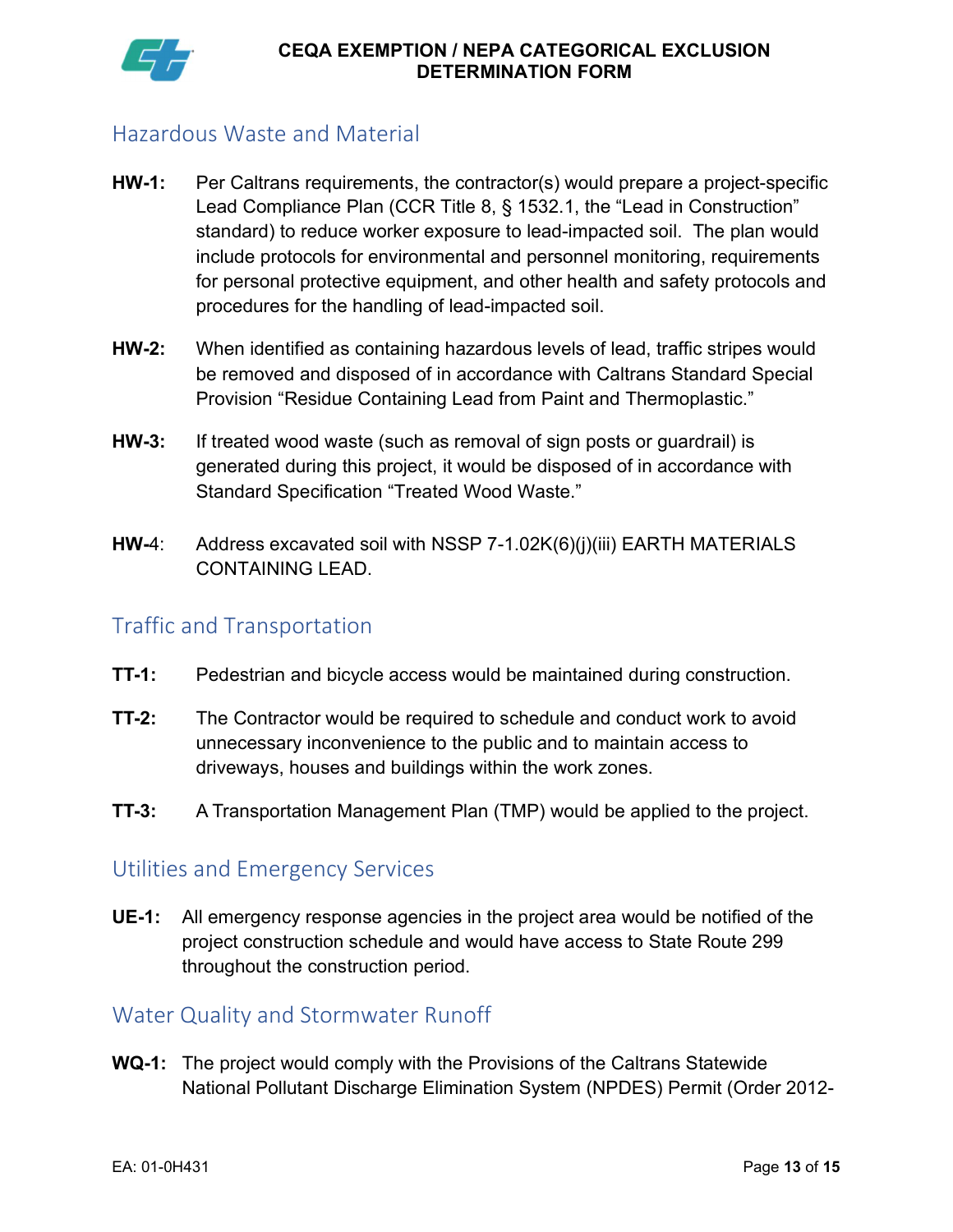## Hazardous Waste and Material

**HW-1:** Per Caltrans requirements, the contractor(s) would prepare a project-specific Lead Compliance Plan (CCR Title 8, § 1532.1, the "Lead in Construction" standard) to reduce worker exposure to lead-impacted soil. The plan would include protocols for environmental and personnel monitoring, requirements for personal protective equipment, and other health and safety protocols and procedures for the handling of lead-impacted soil.

**HW-2:** When identified as containing hazardous levels of lead, traffic stripes would be removed and disposed of in accordance with Caltrans Standard Special Provision "Residue Containing Lead from Paint and Thermoplastic."

**HW-3:** If treated wood waste (such as removal of sign posts or guardrail) is generated during this project, it would be disposed of in accordance with Standard Specification "Treated Wood Waste."

**HW-**4: Address excavated soil with NSSP 7-1.02K(6)(j)(iii) EARTH MATERIALS CONTAINING LEAD.

## Traffic and Transportation

**TT-1:** Pedestrian and bicycle access would be maintained during construction.

**TT-2:** The Contractor would be required to schedule and conduct work to avoid unnecessary inconvenience to the public and to maintain access to driveways, houses and buildings within the work zones.

**TT-3:** A Transportation Management Plan (TMP) would be applied to the project.

## Utilities and Emergency Services

**UE-1:** All emergency response agencies in the project area would be notified of the project construction schedule and would have access to State Route 299 throughout the construction period.

## Water Quality and Stormwater Runoff

**WQ-1:** The project would comply with the Provisions of the Caltrans Statewide National Pollutant Discharge Elimination System (NPDES) Permit (Order 2012-

EA: 01-0H431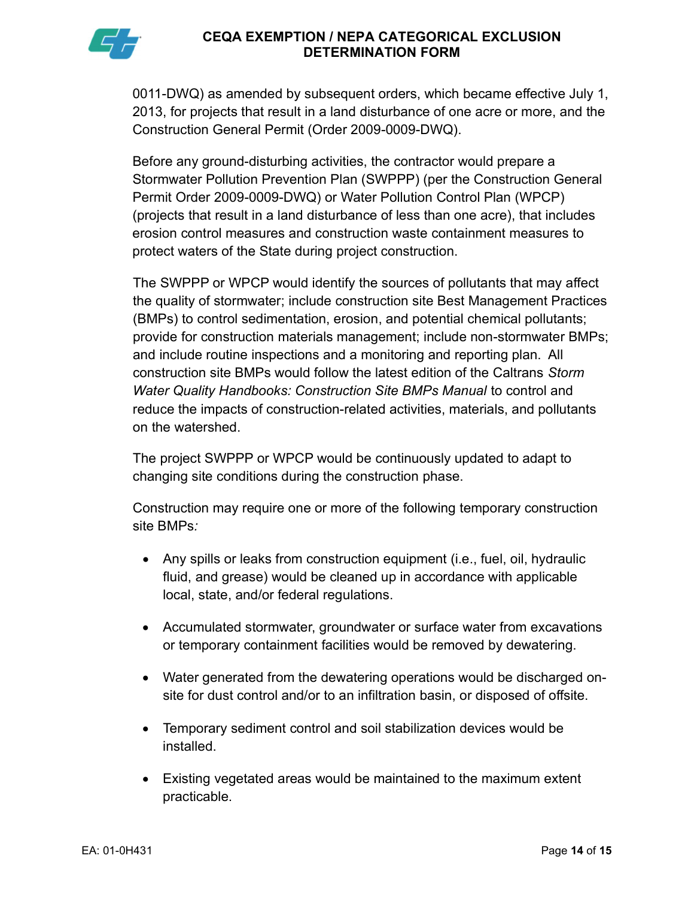0011-DWQ) as amended by subsequent orders, which became effective July 1, 2013, for projects that result in a land disturbance of one acre or more, and the Construction General Permit (Order 2009-0009-DWQ).

Before any ground-disturbing activities, the contractor would prepare a Stormwater Pollution Prevention Plan (SWPPP) (per the Construction General Permit Order 2009-0009-DWQ) or Water Pollution Control Plan (WPCP) (projects that result in a land disturbance of less than one acre), that includes erosion control measures and construction waste containment measures to protect waters of the State during project construction.

The SWPPP or WPCP would identify the sources of pollutants that may affect the quality of stormwater; include construction site Best Management Practices (BMPs) to control sedimentation, erosion, and potential chemical pollutants; provide for construction materials management; include non-stormwater BMPs; and include routine inspections and a monitoring and reporting plan. All construction site BMPs would follow the latest edition of the Caltrans *Storm Water Quality Handbooks: Construction Site BMPs Manual* to control and reduce the impacts of construction-related activities, materials, and pollutants on the watershed.

The project SWPPP or WPCP would be continuously updated to adapt to changing site conditions during the construction phase.

Construction may require one or more of the following temporary construction site BMPs:

- Any spills or leaks from construction equipment (i.e., fuel, oil, hydraulic fluid, and grease) would be cleaned up in accordance with applicable local, state, and/or federal regulations.
- Accumulated stormwater, groundwater or surface water from excavations or temporary containment facilities would be removed by dewatering.
- Water generated from the dewatering operations would be discharged on-site for dust control and/or to an infiltration basin, or disposed of offsite.
- Temporary sediment control and soil stabilization devices would be installed.
- Existing vegetated areas would be maintained to the maximum extent practicable.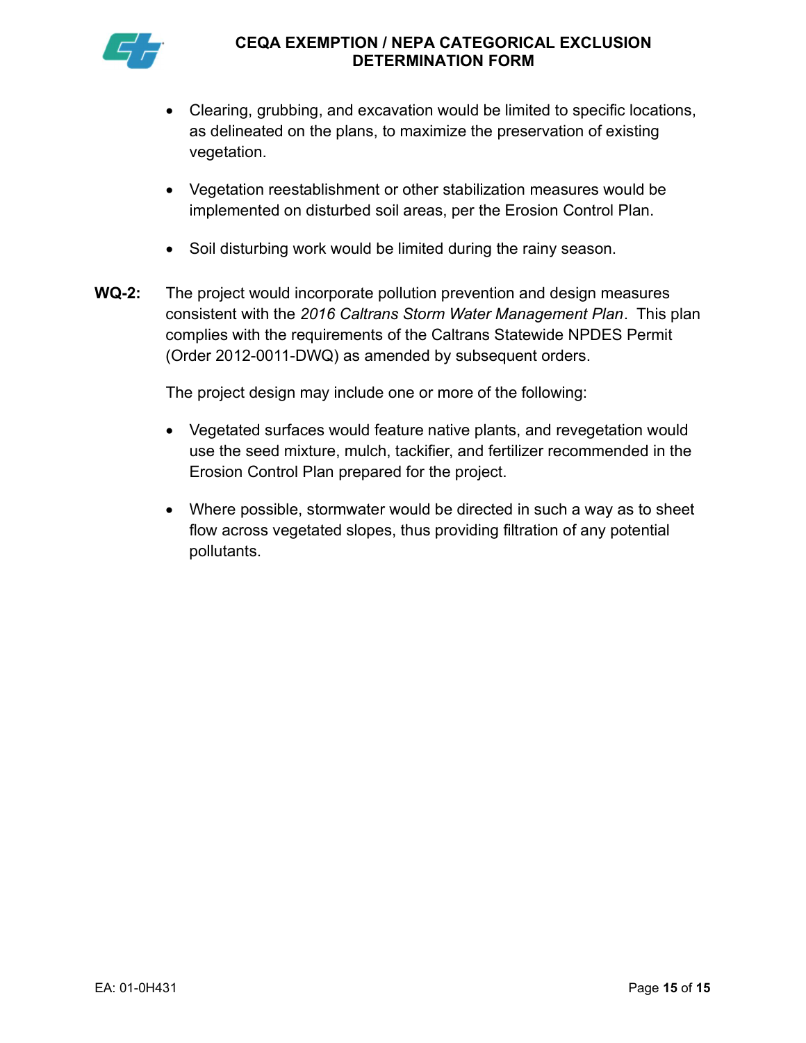- Clearing, grubbing, and excavation would be limited to specific locations, as delineated on the plans, to maximize the preservation of existing vegetation.
- Vegetation reestablishment or other stabilization measures would be implemented on disturbed soil areas, per the Erosion Control Plan.
- Soil disturbing work would be limited during the rainy season.

**WQ-2:** The project would incorporate pollution prevention and design measures consistent with the *2016 Caltrans Storm Water Management Plan*. This plan complies with the requirements of the Caltrans Statewide NPDES Permit (Order 2012-0011-DWQ) as amended by subsequent orders.

The project design may include one or more of the following:

- Vegetated surfaces would feature native plants, and revegetation would use the seed mixture, mulch, tackifier, and fertilizer recommended in the Erosion Control Plan prepared for the project.
- Where possible, stormwater would be directed in such a way as to sheet flow across vegetated slopes, thus providing filtration of any potential pollutants.